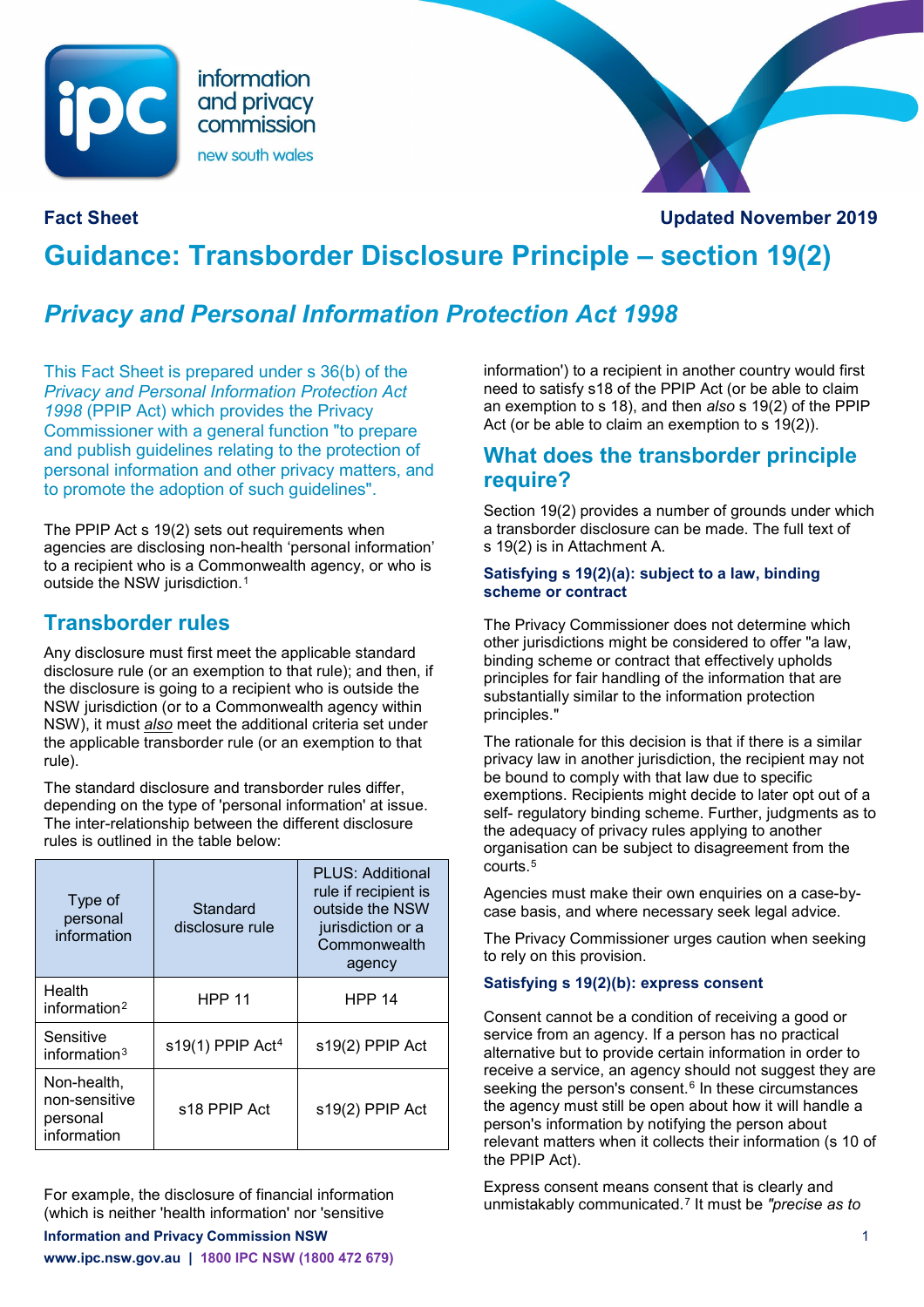Fact Sheet

Updated November 2019

# Guidance: Transborder Disclosure Principle – section 19(2)

## *Privacy and Personal Information Protection Act 1998*

This Fact Sheet is prepared under s 36(b) of the *Privacy and Personal Information Protection Act 1998* (PPIP Act) which provides the Privacy Commissioner with a general function "to prepare and publish guidelines relating to the protection of personal information and other privacy matters, and to promote the adoption of such guidelines".

The PPIP Act s 19(2) sets out requirements when agencies are disclosing non-health 'personal information' to a recipient who is a Commonwealth agency, or who is outside the NSW jurisdiction.[1]

## Transborder rules

Any disclosure must first meet the applicable standard disclosure rule (or an exemption to that rule); and then, if the disclosure is going to a recipient who is outside the NSW jurisdiction (or to a Commonwealth agency within NSW), it must ***also*** meet the additional criteria set under the applicable transborder rule (or an exemption to that rule).

The standard disclosure and transborder rules differ, depending on the type of 'personal information' at issue. The inter-relationship between the different disclosure rules is outlined in the table below:

| Type of personal information | Standard disclosure rule | PLUS: Additional rule if recipient is outside the NSW jurisdiction or a Commonwealth agency |
|---|---|---|
| Health information[2] | HPP 11 | HPP 14 |
| Sensitive information[3] | s19(1) PPIP Act[4] | s19(2) PPIP Act |
| Non-health, non-sensitive personal information | s18 PPIP Act | s19(2) PPIP Act |

For example, the disclosure of financial information (which is neither 'health information' nor 'sensitive information') to a recipient in another country would first need to satisfy s18 of the PPIP Act (or be able to claim an exemption to s 18), and then *also* s 19(2) of the PPIP Act (or be able to claim an exemption to s 19(2)).

## What does the transborder principle require?

Section 19(2) provides a number of grounds under which a transborder disclosure can be made. The full text of s 19(2) is in Attachment A.

### Satisfying s 19(2)(a): subject to a law, binding scheme or contract

The Privacy Commissioner does not determine which other jurisdictions might be considered to offer "a law, binding scheme or contract that effectively upholds principles for fair handling of the information that are substantially similar to the information protection principles."

The rationale for this decision is that if there is a similar privacy law in another jurisdiction, the recipient may not be bound to comply with that law due to specific exemptions. Recipients might decide to later opt out of a self- regulatory binding scheme. Further, judgments as to the adequacy of privacy rules applying to another organisation can be subject to disagreement from the courts.[5]

Agencies must make their own enquiries on a case-by-case basis, and where necessary seek legal advice.

The Privacy Commissioner urges caution when seeking to rely on this provision.

### Satisfying s 19(2)(b): express consent

Consent cannot be a condition of receiving a good or service from an agency. If a person has no practical alternative but to provide certain information in order to receive a service, an agency should not suggest they are seeking the person's consent.[6] In these circumstances the agency must still be open about how it will handle a person's information by notifying the person about relevant matters when it collects their information (s 10 of the PPIP Act).

Express consent means consent that is clearly and unmistakably communicated.[7] It must be *"precise as to*

Information and Privacy Commission NSW
www.ipc.nsw.gov.au | 1800 IPC NSW (1800 472 679)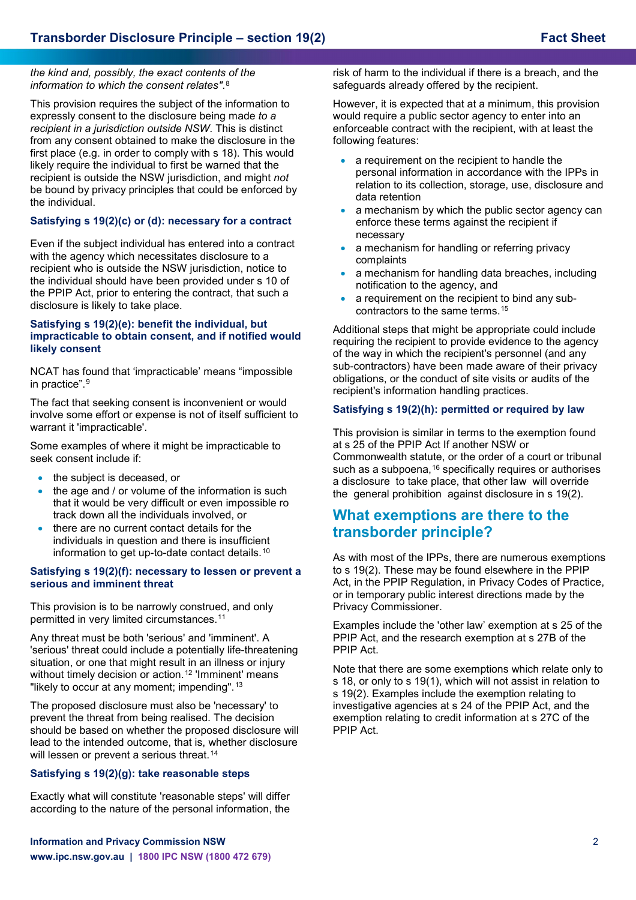*the kind and, possibly, the exact contents of the information to which the consent relates".*[8]

This provision requires the subject of the information to expressly consent to the disclosure being made *to a recipient in a jurisdiction outside NSW*. This is distinct from any consent obtained to make the disclosure in the first place (e.g. in order to comply with s 18). This would likely require the individual to first be warned that the recipient is outside the NSW jurisdiction, and might *not* be bound by privacy principles that could be enforced by the individual.

### Satisfying s 19(2)(c) or (d): necessary for a contract

Even if the subject individual has entered into a contract with the agency which necessitates disclosure to a recipient who is outside the NSW jurisdiction, notice to the individual should have been provided under s 10 of the PPIP Act, prior to entering the contract, that such a disclosure is likely to take place.

### Satisfying s 19(2)(e): benefit the individual, but impracticable to obtain consent, and if notified would likely consent

NCAT has found that 'impracticable' means "impossible in practice".[9]

The fact that seeking consent is inconvenient or would involve some effort or expense is not of itself sufficient to warrant it 'impracticable'.

Some examples of where it might be impracticable to seek consent include if:

- the subject is deceased, or
- the age and / or volume of the information is such that it would be very difficult or even impossible ro track down all the individuals involved, or
- there are no current contact details for the individuals in question and there is insufficient information to get up-to-date contact details.[10]

### Satisfying s 19(2)(f): necessary to lessen or prevent a serious and imminent threat

This provision is to be narrowly construed, and only permitted in very limited circumstances.[11]

Any threat must be both 'serious' and 'imminent'. A 'serious' threat could include a potentially life-threatening situation, or one that might result in an illness or injury without timely decision or action.[12] 'Imminent' means "likely to occur at any moment; impending".[13]

The proposed disclosure must also be 'necessary' to prevent the threat from being realised. The decision should be based on whether the proposed disclosure will lead to the intended outcome, that is, whether disclosure will lessen or prevent a serious threat.[14]

### Satisfying s 19(2)(g): take reasonable steps

Exactly what will constitute 'reasonable steps' will differ according to the nature of the personal information, the risk of harm to the individual if there is a breach, and the safeguards already offered by the recipient.

However, it is expected that at a minimum, this provision would require a public sector agency to enter into an enforceable contract with the recipient, with at least the following features:

- a requirement on the recipient to handle the personal information in accordance with the IPPs in relation to its collection, storage, use, disclosure and data retention
- a mechanism by which the public sector agency can enforce these terms against the recipient if necessary
- a mechanism for handling or referring privacy complaints
- a mechanism for handling data breaches, including notification to the agency, and
- a requirement on the recipient to bind any sub-contractors to the same terms.[15]

Additional steps that might be appropriate could include requiring the recipient to provide evidence to the agency of the way in which the recipient's personnel (and any sub-contractors) have been made aware of their privacy obligations, or the conduct of site visits or audits of the recipient's information handling practices.

### Satisfying s 19(2)(h): permitted or required by law

This provision is similar in terms to the exemption found at s 25 of the PPIP Act If another NSW or Commonwealth statute, or the order of a court or tribunal such as a subpoena,[16] specifically requires or authorises a disclosure to take place, that other law will override the general prohibition against disclosure in s 19(2).

## What exemptions are there to the transborder principle?

As with most of the IPPs, there are numerous exemptions to s 19(2). These may be found elsewhere in the PPIP Act, in the PPIP Regulation, in Privacy Codes of Practice, or in temporary public interest directions made by the Privacy Commissioner.

Examples include the 'other law' exemption at s 25 of the PPIP Act, and the research exemption at s 27B of the PPIP Act.

Note that there are some exemptions which relate only to s 18, or only to s 19(1), which will not assist in relation to s 19(2). Examples include the exemption relating to investigative agencies at s 24 of the PPIP Act, and the exemption relating to credit information at s 27C of the PPIP Act.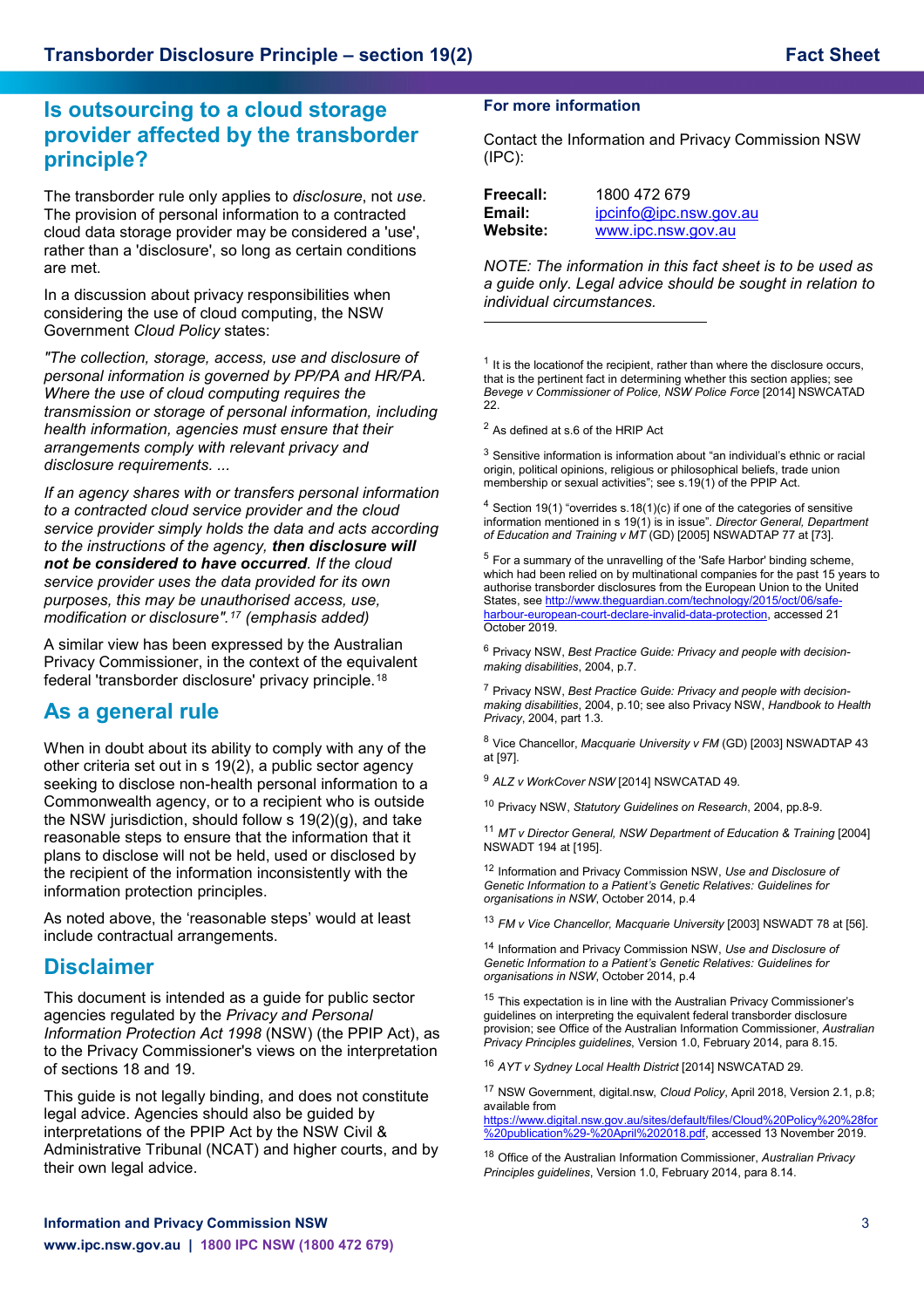## Is outsourcing to a cloud storage provider affected by the transborder principle?

The transborder rule only applies to *disclosure*, not *use*. The provision of personal information to a contracted cloud data storage provider may be considered a 'use', rather than a 'disclosure', so long as certain conditions are met.

In a discussion about privacy responsibilities when considering the use of cloud computing, the NSW Government *Cloud Policy* states:

*"The collection, storage, access, use and disclosure of personal information is governed by PP/PA and HR/PA. Where the use of cloud computing requires the transmission or storage of personal information, including health information, agencies must ensure that their arrangements comply with relevant privacy and disclosure requirements. ...*

*If an agency shares with or transfers personal information to a contracted cloud service provider and the cloud service provider simply holds the data and acts according to the instructions of the agency, **then disclosure will not be considered to have occurred**. If the cloud service provider uses the data provided for its own purposes, this may be unauthorised access, use, modification or disclosure".*[17] *(emphasis added)*

A similar view has been expressed by the Australian Privacy Commissioner, in the context of the equivalent federal 'transborder disclosure' privacy principle.[18]

## As a general rule

When in doubt about its ability to comply with any of the other criteria set out in s 19(2), a public sector agency seeking to disclose non-health personal information to a Commonwealth agency, or to a recipient who is outside the NSW jurisdiction, should follow s 19(2)(g), and take reasonable steps to ensure that the information that it plans to disclose will not be held, used or disclosed by the recipient of the information inconsistently with the information protection principles.

As noted above, the 'reasonable steps' would at least include contractual arrangements.

## Disclaimer

This document is intended as a guide for public sector agencies regulated by the *Privacy and Personal Information Protection Act 1998* (NSW) (the PPIP Act), as to the Privacy Commissioner's views on the interpretation of sections 18 and 19.

This guide is not legally binding, and does not constitute legal advice. Agencies should also be guided by interpretations of the PPIP Act by the NSW Civil & Administrative Tribunal (NCAT) and higher courts, and by their own legal advice.

### For more information

Contact the Information and Privacy Commission NSW (IPC):

**Freecall:** 1800 472 679
**Email:** ipcinfo@ipc.nsw.gov.au
**Website:** www.ipc.nsw.gov.au

*NOTE: The information in this fact sheet is to be used as a guide only. Legal advice should be sought in relation to individual circumstances.*

---

[1] It is the locationof the recipient, rather than where the disclosure occurs, that is the pertinent fact in determining whether this section applies; see *Bevege v Commissioner of Police, NSW Police Force* [2014] NSWCATAD 22.

[2] As defined at s.6 of the HRIP Act

[3] Sensitive information is information about "an individual's ethnic or racial origin, political opinions, religious or philosophical beliefs, trade union membership or sexual activities"; see s.19(1) of the PPIP Act.

[4] Section 19(1) "overrides s.18(1)(c) if one of the categories of sensitive information mentioned in s 19(1) is in issue". *Director General, Department of Education and Training v MT* (GD) [2005] NSWADTAP 77 at [73].

[5] For a summary of the unravelling of the 'Safe Harbor' binding scheme, which had been relied on by multinational companies for the past 15 years to authorise transborder disclosures from the European Union to the United States, see http://www.theguardian.com/technology/2015/oct/06/safe-harbour-european-court-declare-invalid-data-protection, accessed 21 October 2019.

[6] Privacy NSW, *Best Practice Guide: Privacy and people with decision-making disabilities*, 2004, p.7.

[7] Privacy NSW, *Best Practice Guide: Privacy and people with decision-making disabilities*, 2004, p.10; see also Privacy NSW, *Handbook to Health Privacy*, 2004, part 1.3.

[8] Vice Chancellor, *Macquarie University v FM* (GD) [2003] NSWADTAP 43 at [97].

[9] *ALZ v WorkCover NSW* [2014] NSWCATAD 49.

[10] Privacy NSW, *Statutory Guidelines on Research*, 2004, pp.8-9.

[11] *MT v Director General, NSW Department of Education & Training* [2004] NSWADT 194 at [195].

[12] Information and Privacy Commission NSW, *Use and Disclosure of Genetic Information to a Patient's Genetic Relatives: Guidelines for organisations in NSW*, October 2014, p.4

[13] *FM v Vice Chancellor, Macquarie University* [2003] NSWADT 78 at [56].

[14] Information and Privacy Commission NSW, *Use and Disclosure of Genetic Information to a Patient's Genetic Relatives: Guidelines for organisations in NSW*, October 2014, p.4

[15] This expectation is in line with the Australian Privacy Commissioner's guidelines on interpreting the equivalent federal transborder disclosure provision; see Office of the Australian Information Commissioner, *Australian Privacy Principles guidelines*, Version 1.0, February 2014, para 8.15.

[16] *AYT v Sydney Local Health District* [2014] NSWCATAD 29.

[17] NSW Government, digital.nsw, *Cloud Policy*, April 2018, Version 2.1, p.8; available from https://www.digital.nsw.gov.au/sites/default/files/Cloud%20Policy%20%28for%20publication%29-%20April%202018.pdf, accessed 13 November 2019.

[18] Office of the Australian Information Commissioner, *Australian Privacy Principles guidelines*, Version 1.0, February 2014, para 8.14.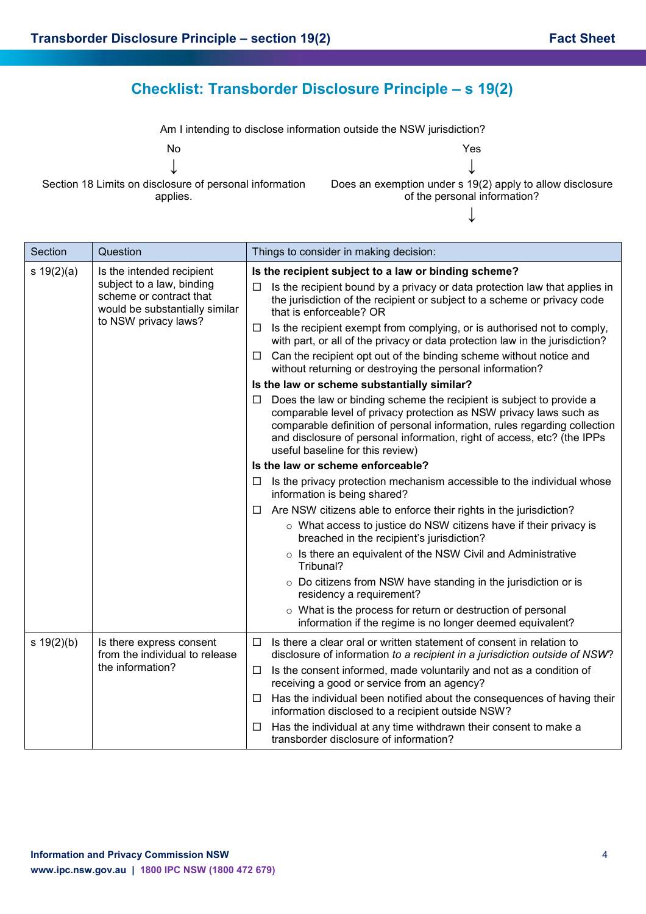## Checklist: Transborder Disclosure Principle – s 19(2)

Am I intending to disclose information outside the NSW jurisdiction?

No ↓ Section 18 Limits on disclosure of personal information applies.

Yes ↓ Does an exemption under s 19(2) apply to allow disclosure of the personal information? ↓

| Section | Question | Things to consider in making decision: |
|---|---|---|
| s 19(2)(a) | Is the intended recipient subject to a law, binding scheme or contract that would be substantially similar to NSW privacy laws? | **Is the recipient subject to a law or binding scheme?**<br>☐ Is the recipient bound by a privacy or data protection law that applies in the jurisdiction of the recipient or subject to a scheme or privacy code that is enforceable? OR<br>☐ Is the recipient exempt from complying, or is authorised not to comply, with part, or all of the privacy or data protection law in the jurisdiction?<br>☐ Can the recipient opt out of the binding scheme without notice and without returning or destroying the personal information?<br>**Is the law or scheme substantially similar?**<br>☐ Does the law or binding scheme the recipient is subject to provide a comparable level of privacy protection as NSW privacy laws such as comparable definition of personal information, rules regarding collection and disclosure of personal information, right of access, etc? (the IPPs useful baseline for this review)<br>**Is the law or scheme enforceable?**<br>☐ Is the privacy protection mechanism accessible to the individual whose information is being shared?<br>☐ Are NSW citizens able to enforce their rights in the jurisdiction?<br>○ What access to justice do NSW citizens have if their privacy is breached in the recipient's jurisdiction?<br>○ Is there an equivalent of the NSW Civil and Administrative Tribunal?<br>○ Do citizens from NSW have standing in the jurisdiction or is residency a requirement?<br>○ What is the process for return or destruction of personal information if the regime is no longer deemed equivalent? |
| s 19(2)(b) | Is there express consent from the individual to release the information? | ☐ Is there a clear oral or written statement of consent in relation to disclosure of information *to a recipient in a jurisdiction outside of NSW*?<br>☐ Is the consent informed, made voluntarily and not as a condition of receiving a good or service from an agency?<br>☐ Has the individual been notified about the consequences of having their information disclosed to a recipient outside NSW?<br>☐ Has the individual at any time withdrawn their consent to make a transborder disclosure of information? |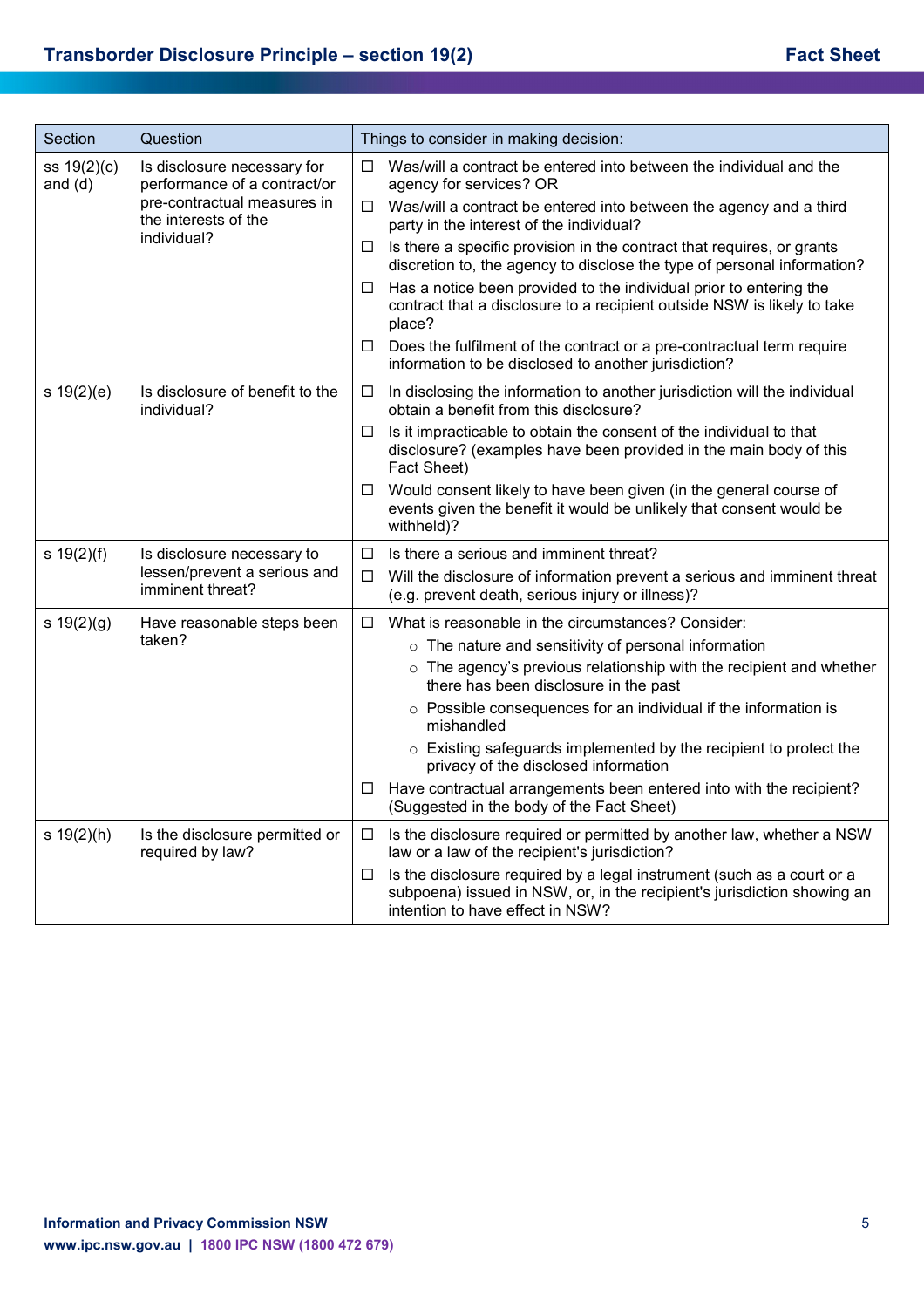| Section | Question | Things to consider in making decision: |
| --- | --- | --- |
| ss 19(2)(c) and (d) | Is disclosure necessary for performance of a contract/or pre-contractual measures in the interests of the individual? | ☐ Was/will a contract be entered into between the individual and the agency for services? OR<br>☐ Was/will a contract be entered into between the agency and a third party in the interest of the individual?<br>☐ Is there a specific provision in the contract that requires, or grants discretion to, the agency to disclose the type of personal information?<br>☐ Has a notice been provided to the individual prior to entering the contract that a disclosure to a recipient outside NSW is likely to take place?<br>☐ Does the fulfilment of the contract or a pre-contractual term require information to be disclosed to another jurisdiction? |
| s 19(2)(e) | Is disclosure of benefit to the individual? | ☐ In disclosing the information to another jurisdiction will the individual obtain a benefit from this disclosure?<br>☐ Is it impracticable to obtain the consent of the individual to that disclosure? (examples have been provided in the main body of this Fact Sheet)<br>☐ Would consent likely to have been given (in the general course of events given the benefit it would be unlikely that consent would be withheld)? |
| s 19(2)(f) | Is disclosure necessary to lessen/prevent a serious and imminent threat? | ☐ Is there a serious and imminent threat?<br>☐ Will the disclosure of information prevent a serious and imminent threat (e.g. prevent death, serious injury or illness)? |
| s 19(2)(g) | Have reasonable steps been taken? | ☐ What is reasonable in the circumstances? Consider:<br>○ The nature and sensitivity of personal information<br>○ The agency's previous relationship with the recipient and whether there has been disclosure in the past<br>○ Possible consequences for an individual if the information is mishandled<br>○ Existing safeguards implemented by the recipient to protect the privacy of the disclosed information<br>☐ Have contractual arrangements been entered into with the recipient? (Suggested in the body of the Fact Sheet) |
| s 19(2)(h) | Is the disclosure permitted or required by law? | ☐ Is the disclosure required or permitted by another law, whether a NSW law or a law of the recipient's jurisdiction?<br>☐ Is the disclosure required by a legal instrument (such as a court or a subpoena) issued in NSW, or, in the recipient's jurisdiction showing an intention to have effect in NSW? |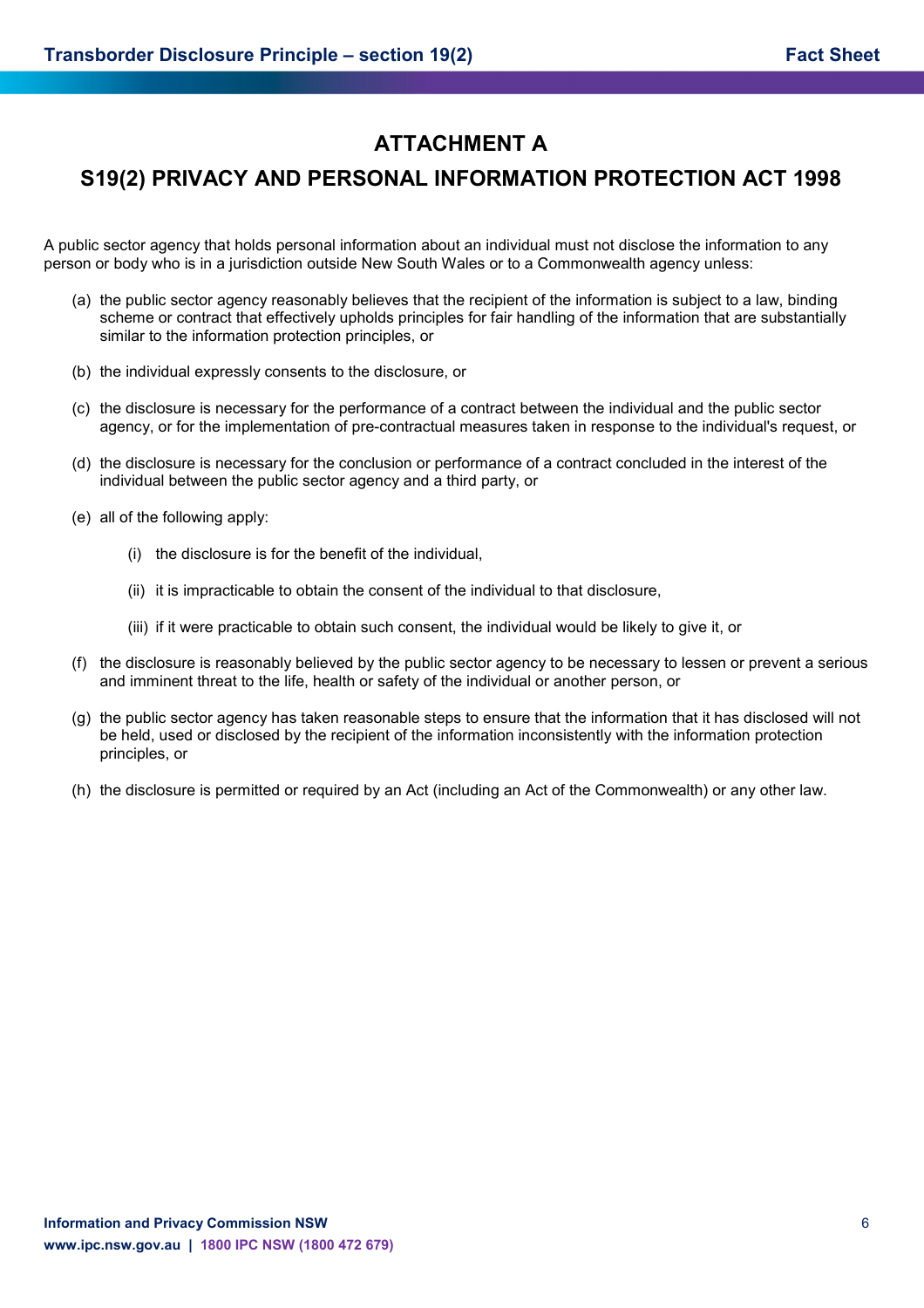# ATTACHMENT A

## S19(2) PRIVACY AND PERSONAL INFORMATION PROTECTION ACT 1998

A public sector agency that holds personal information about an individual must not disclose the information to any person or body who is in a jurisdiction outside New South Wales or to a Commonwealth agency unless:

(a) the public sector agency reasonably believes that the recipient of the information is subject to a law, binding scheme or contract that effectively upholds principles for fair handling of the information that are substantially similar to the information protection principles, or

(b) the individual expressly consents to the disclosure, or

(c) the disclosure is necessary for the performance of a contract between the individual and the public sector agency, or for the implementation of pre-contractual measures taken in response to the individual's request, or

(d) the disclosure is necessary for the conclusion or performance of a contract concluded in the interest of the individual between the public sector agency and a third party, or

(e) all of the following apply:

  (i) the disclosure is for the benefit of the individual,

  (ii) it is impracticable to obtain the consent of the individual to that disclosure,

  (iii) if it were practicable to obtain such consent, the individual would be likely to give it, or

(f) the disclosure is reasonably believed by the public sector agency to be necessary to lessen or prevent a serious and imminent threat to the life, health or safety of the individual or another person, or

(g) the public sector agency has taken reasonable steps to ensure that the information that it has disclosed will not be held, used or disclosed by the recipient of the information inconsistently with the information protection principles, or

(h) the disclosure is permitted or required by an Act (including an Act of the Commonwealth) or any other law.